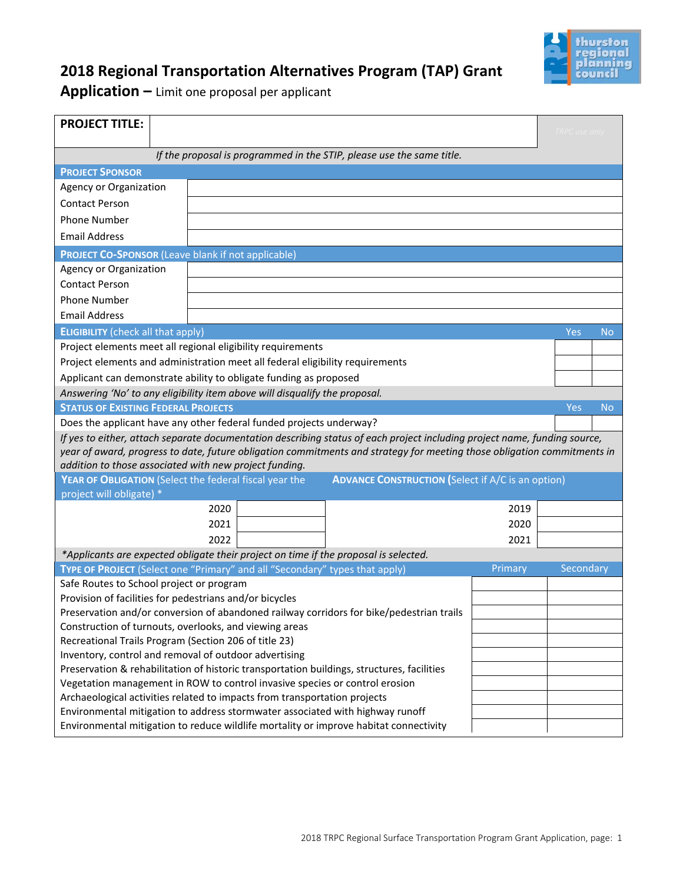# 2018 Regional Transportation Alternatives Program (TAP) Grant Application – Limit one proposal per applicant

| **PROJECT TITLE:** | | TRPC use only |
|---|---|---|

*If the proposal is programmed in the STIP, please use the same title.*

| **PROJECT SPONSOR** | |
|---|---|
| Agency or Organization | |
| Contact Person | |
| Phone Number | |
| Email Address | |

| **PROJECT CO-SPONSOR** (Leave blank if not applicable) | |
|---|---|
| Agency or Organization | |
| Contact Person | |
| Phone Number | |
| Email Address | |

| **ELIGIBILITY** (check all that apply) | Yes | No |
|---|---|---|
| Project elements meet all regional eligibility requirements | | |
| Project elements and administration meet all federal eligibility requirements | | |
| Applicant can demonstrate ability to obligate funding as proposed | | |

*Answering 'No' to any eligibility item above will disqualify the proposal.*

| **STATUS OF EXISTING FEDERAL PROJECTS** | Yes | No |
|---|---|---|
| Does the applicant have any other federal funded projects underway? | | |

*If yes to either, attach separate documentation describing status of each project including project name, funding source, year of award, progress to date, future obligation commitments and strategy for meeting those obligation commitments in addition to those associated with new project funding.*

| **YEAR OF OBLIGATION** (Select the federal fiscal year the project will obligate) * | | **ADVANCE CONSTRUCTION** (Select if A/C is an option) | |
|---|---|---|---|
| 2020 | | 2019 | |
| 2021 | | 2020 | |
| 2022 | | 2021 | |

*\*Applicants are expected obligate their project on time if the proposal is selected.*

| **TYPE OF PROJECT** (Select one "Primary" and all "Secondary" types that apply) | Primary | Secondary |
|---|---|---|
| Safe Routes to School project or program | | |
| Provision of facilities for pedestrians and/or bicycles | | |
| Preservation and/or conversion of abandoned railway corridors for bike/pedestrian trails | | |
| Construction of turnouts, overlooks, and viewing areas | | |
| Recreational Trails Program (Section 206 of title 23) | | |
| Inventory, control and removal of outdoor advertising | | |
| Preservation & rehabilitation of historic transportation buildings, structures, facilities | | |
| Vegetation management in ROW to control invasive species or control erosion | | |
| Archaeological activities related to impacts from transportation projects | | |
| Environmental mitigation to address stormwater associated with highway runoff | | |
| Environmental mitigation to reduce wildlife mortality or improve habitat connectivity | | |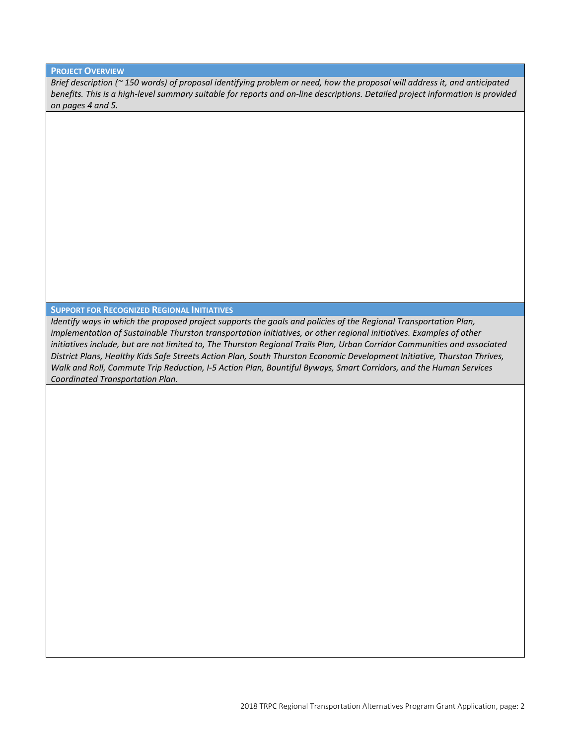## **Project Overview**

*Brief description (~ 150 words) of proposal identifying problem or need, how the proposal will address it, and anticipated benefits. This is a high-level summary suitable for reports and on-line descriptions. Detailed project information is provided on pages 4 and 5.*

## **Support for Recognized Regional Initiatives**

*Identify ways in which the proposed project supports the goals and policies of the Regional Transportation Plan, implementation of Sustainable Thurston transportation initiatives, or other regional initiatives. Examples of other initiatives include, but are not limited to, The Thurston Regional Trails Plan, Urban Corridor Communities and associated District Plans, Healthy Kids Safe Streets Action Plan, South Thurston Economic Development Initiative, Thurston Thrives, Walk and Roll, Commute Trip Reduction, I-5 Action Plan, Bountiful Byways, Smart Corridors, and the Human Services Coordinated Transportation Plan.*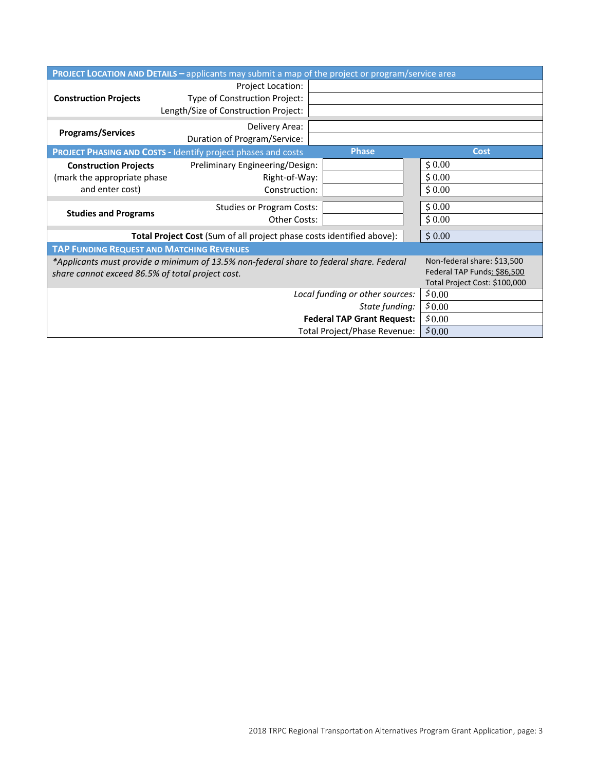## PROJECT LOCATION AND DETAILS – applicants may submit a map of the project or program/service area

| | | |
|---|---|---|
| **Construction Projects** | Project Location: | |
| | Type of Construction Project: | |
| | Length/Size of Construction Project: | |
| **Programs/Services** | Delivery Area: | |
| | Duration of Program/Service: | |

## PROJECT PHASING AND COSTS - Identify project phases and costs

| | | Phase | Cost |
|---|---|---|---|
| **Construction Projects** (mark the appropriate phase and enter cost) | Preliminary Engineering/Design: | | $ 0.00 |
| | Right-of-Way: | | $ 0.00 |
| | Construction: | | $ 0.00 |
| **Studies and Programs** | Studies or Program Costs: | | $ 0.00 |
| | Other Costs: | | $ 0.00 |
| **Total Project Cost** (Sum of all project phase costs identified above): | | | $ 0.00 |

## TAP FUNDING REQUEST AND MATCHING REVENUES

| | |
|---|---|
| *\*Applicants must provide a minimum of 13.5% non-federal share to federal share. Federal share cannot exceed 86.5% of total project cost.* | Non-federal share: $13,500<br>Federal TAP Funds: $86,500<br>Total Project Cost: $100,000 |
| *Local funding or other sources:* | $0.00 |
| *State funding:* | $0.00 |
| **Federal TAP Grant Request:** | $0.00 |
| Total Project/Phase Revenue: | $0.00 |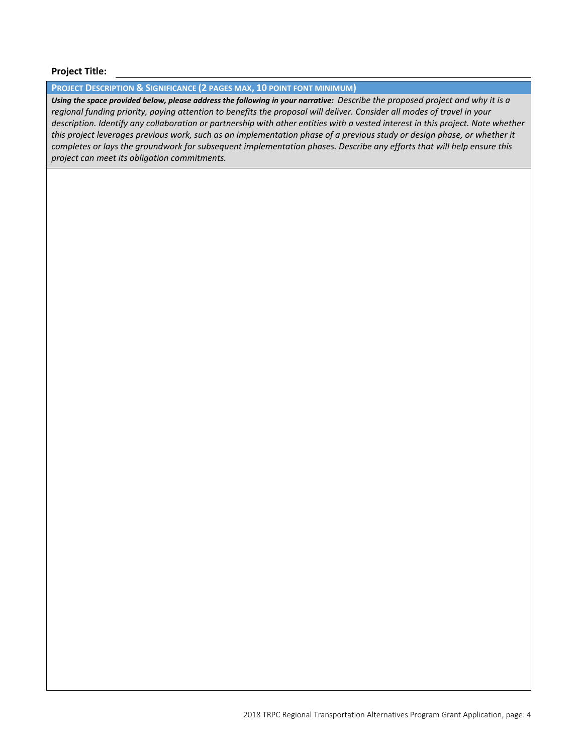**Project Title:** 

## PROJECT DESCRIPTION & SIGNIFICANCE (2 PAGES MAX, 10 POINT FONT MINIMUM)

***Using the space provided below, please address the following in your narrative:*** *Describe the proposed project and why it is a regional funding priority, paying attention to benefits the proposal will deliver. Consider all modes of travel in your description. Identify any collaboration or partnership with other entities with a vested interest in this project. Note whether this project leverages previous work, such as an implementation phase of a previous study or design phase, or whether it completes or lays the groundwork for subsequent implementation phases. Describe any efforts that will help ensure this project can meet its obligation commitments.*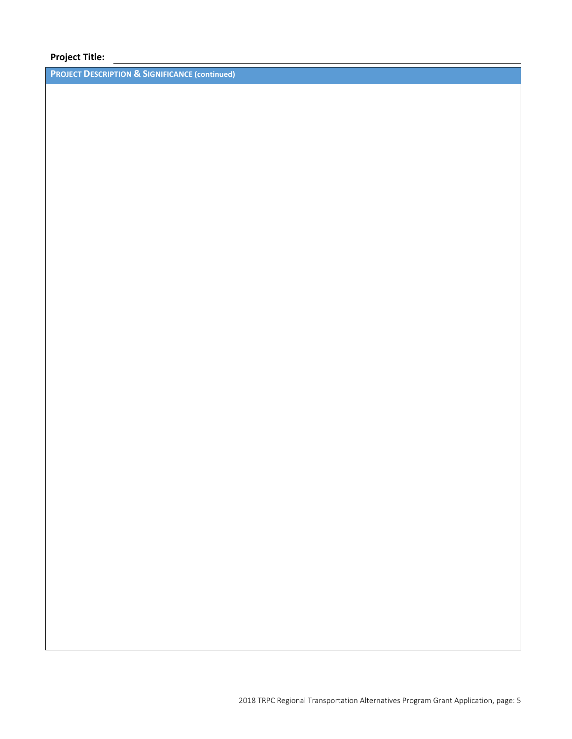**Project Title:** ______________________________

**PROJECT DESCRIPTION & SIGNIFICANCE (continued)**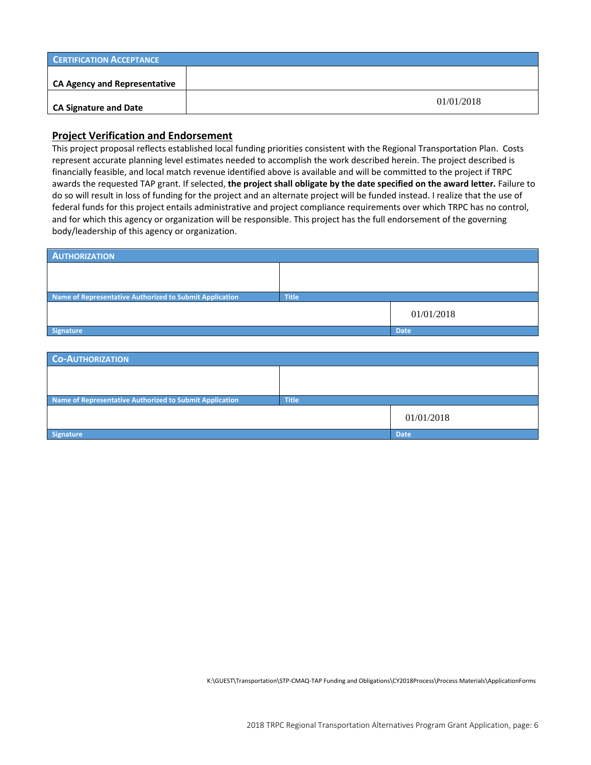| Certification Acceptance | |
|---|---|
| **CA Agency and Representative** | |
| **CA Signature and Date** | 01/01/2018 |

## Project Verification and Endorsement

This project proposal reflects established local funding priorities consistent with the Regional Transportation Plan. Costs represent accurate planning level estimates needed to accomplish the work described herein. The project described is financially feasible, and local match revenue identified above is available and will be committed to the project if TRPC awards the requested TAP grant. If selected, **the project shall obligate by the date specified on the award letter.** Failure to do so will result in loss of funding for the project and an alternate project will be funded instead. I realize that the use of federal funds for this project entails administrative and project compliance requirements over which TRPC has no control, and for which this agency or organization will be responsible. This project has the full endorsement of the governing body/leadership of this agency or organization.

| Authorization | |
|---|---|
| | |
| **Name of Representative Authorized to Submit Application** | **Title** |
| | 01/01/2018 |
| **Signature** | **Date** |

| Co-Authorization | |
|---|---|
| | |
| **Name of Representative Authorized to Submit Application** | **Title** |
| | 01/01/2018 |
| **Signature** | **Date** |

K:\GUEST\Transportation\STP-CMAQ-TAP Funding and Obligations\CY2018Process\Process Materials\ApplicationForms